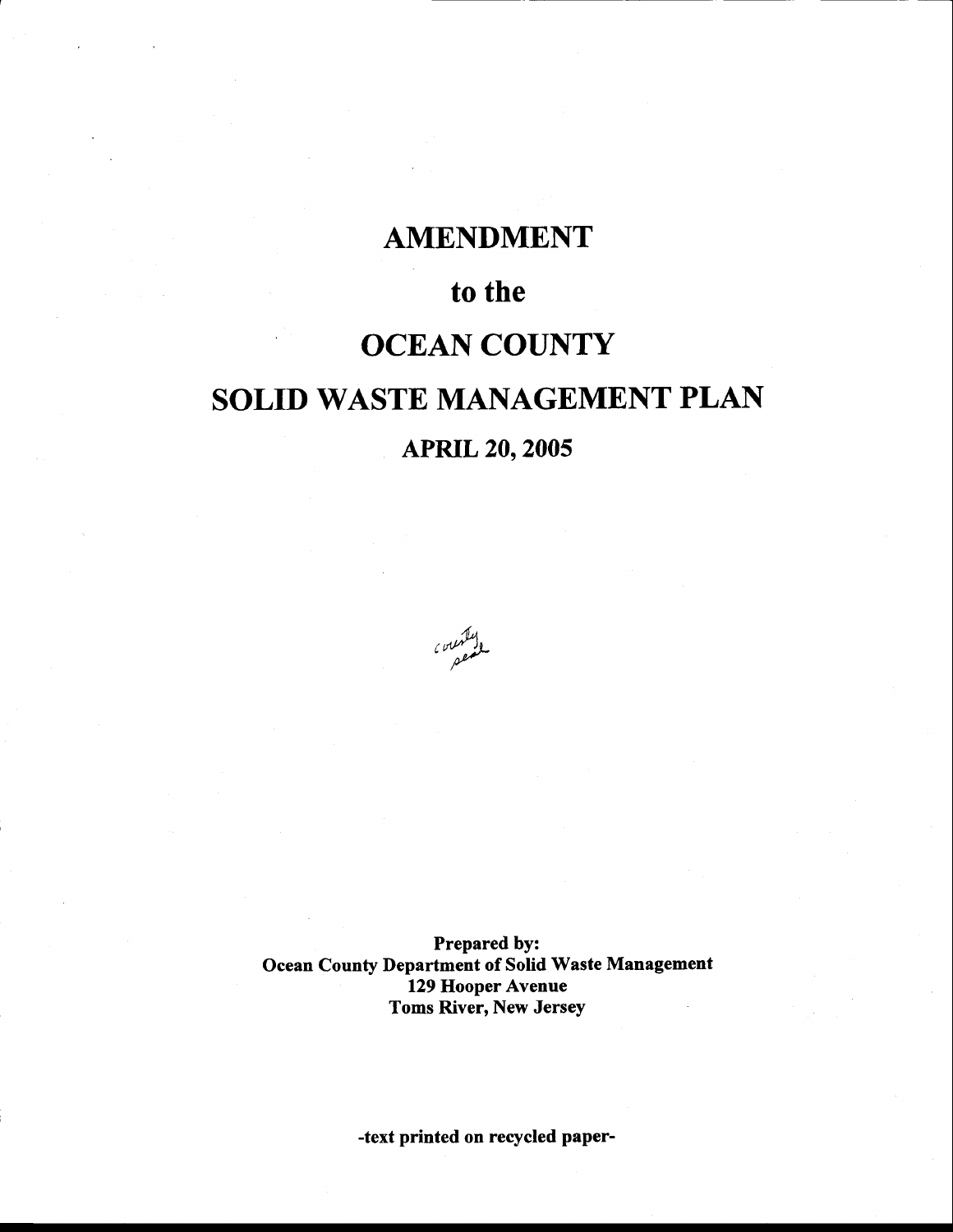# AMENDMENT

# to the

# OCEAN COUNTY

# SOLID WASTE MANAGEMENT PLAN

## APRIL 20, 2005

*county seal*

**Prepared by:**
**Ocean County Department of Solid Waste Management**
**129 Hooper Avenue**
**Toms River, New Jersey**

**-text printed on recycled paper-**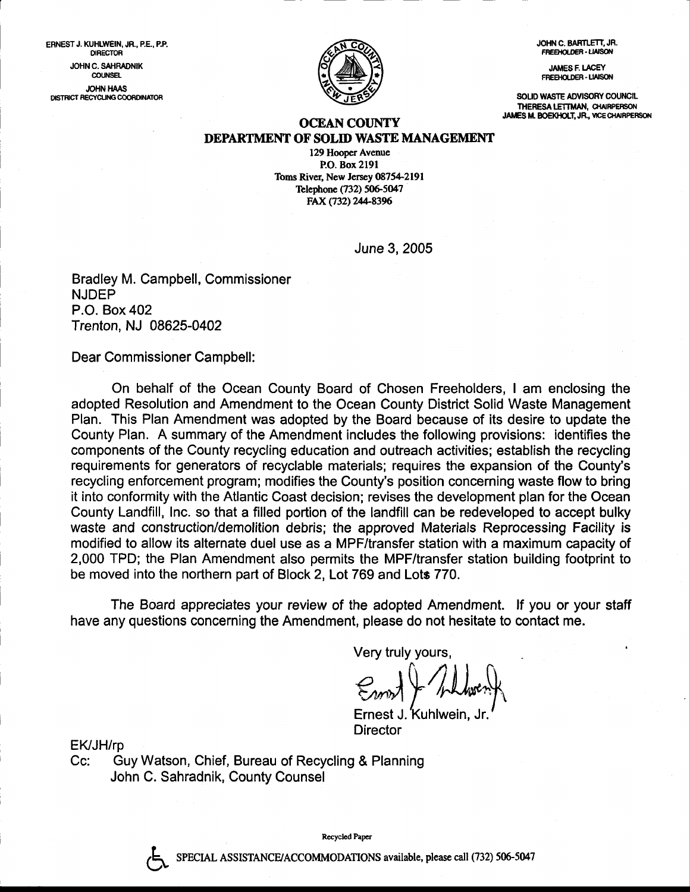ERNEST J. KUHLWEIN, JR., P.E., P.P.
DIRECTOR

JOHN C. SAHRADNIK
COUNSEL

JOHN HAAS
DISTRICT RECYCLING COORDINATOR

JOHN C. BARTLETT, JR.
FREEHOLDER - LIAISON

JAMES F. LACEY
FREEHOLDER - LIAISON

SOLID WASTE ADVISORY COUNCIL
THERESA LETTMAN, CHAIRPERSON
JAMES M. BOEKHOLT, JR., VICE CHAIRPERSON

# OCEAN COUNTY
## DEPARTMENT OF SOLID WASTE MANAGEMENT

129 Hooper Avenue
P.O. Box 2191
Toms River, New Jersey 08754-2191
Telephone (732) 506-5047
FAX (732) 244-8396

June 3, 2005

Bradley M. Campbell, Commissioner
NJDEP
P.O. Box 402
Trenton, NJ 08625-0402

Dear Commissioner Campbell:

On behalf of the Ocean County Board of Chosen Freeholders, I am enclosing the adopted Resolution and Amendment to the Ocean County District Solid Waste Management Plan. This Plan Amendment was adopted by the Board because of its desire to update the County Plan. A summary of the Amendment includes the following provisions: identifies the components of the County recycling education and outreach activities; establish the recycling requirements for generators of recyclable materials; requires the expansion of the County's recycling enforcement program; modifies the County's position concerning waste flow to bring it into conformity with the Atlantic Coast decision; revises the development plan for the Ocean County Landfill, Inc. so that a filled portion of the landfill can be redeveloped to accept bulky waste and construction/demolition debris; the approved Materials Reprocessing Facility is modified to allow its alternate duel use as a MPF/transfer station with a maximum capacity of 2,000 TPD; the Plan Amendment also permits the MPF/transfer station building footprint to be moved into the northern part of Block 2, Lot 769 and Lots 770.

The Board appreciates your review of the adopted Amendment. If you or your staff have any questions concerning the Amendment, please do not hesitate to contact me.

Very truly yours,

Ernest J. Kuhlwein, Jr.
Director

EK/JH/rp

Cc: Guy Watson, Chief, Bureau of Recycling & Planning
John C. Sahradnik, County Counsel

Recycled Paper

SPECIAL ASSISTANCE/ACCOMMODATIONS available, please call (732) 506-5047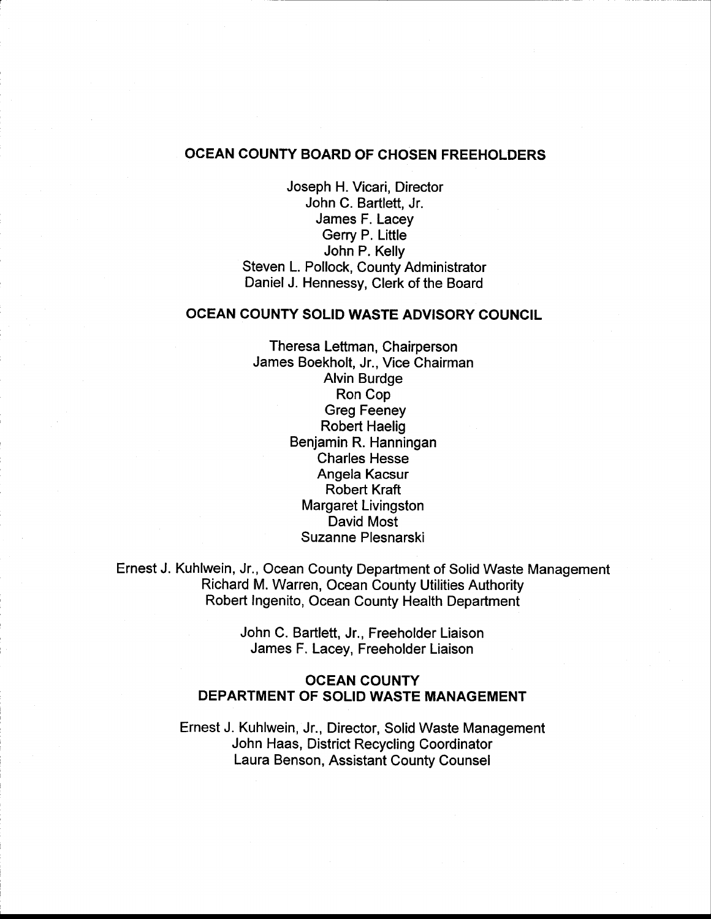## OCEAN COUNTY BOARD OF CHOSEN FREEHOLDERS

Joseph H. Vicari, Director
John C. Bartlett, Jr.
James F. Lacey
Gerry P. Little
John P. Kelly
Steven L. Pollock, County Administrator
Daniel J. Hennessy, Clerk of the Board

## OCEAN COUNTY SOLID WASTE ADVISORY COUNCIL

Theresa Lettman, Chairperson
James Boekholt, Jr., Vice Chairman
Alvin Burdge
Ron Cop
Greg Feeney
Robert Haelig
Benjamin R. Hanningan
Charles Hesse
Angela Kacsur
Robert Kraft
Margaret Livingston
David Most
Suzanne Plesnarski

Ernest J. Kuhlwein, Jr., Ocean County Department of Solid Waste Management
Richard M. Warren, Ocean County Utilities Authority
Robert Ingenito, Ocean County Health Department

John C. Bartlett, Jr., Freeholder Liaison
James F. Lacey, Freeholder Liaison

## OCEAN COUNTY DEPARTMENT OF SOLID WASTE MANAGEMENT

Ernest J. Kuhlwein, Jr., Director, Solid Waste Management
John Haas, District Recycling Coordinator
Laura Benson, Assistant County Counsel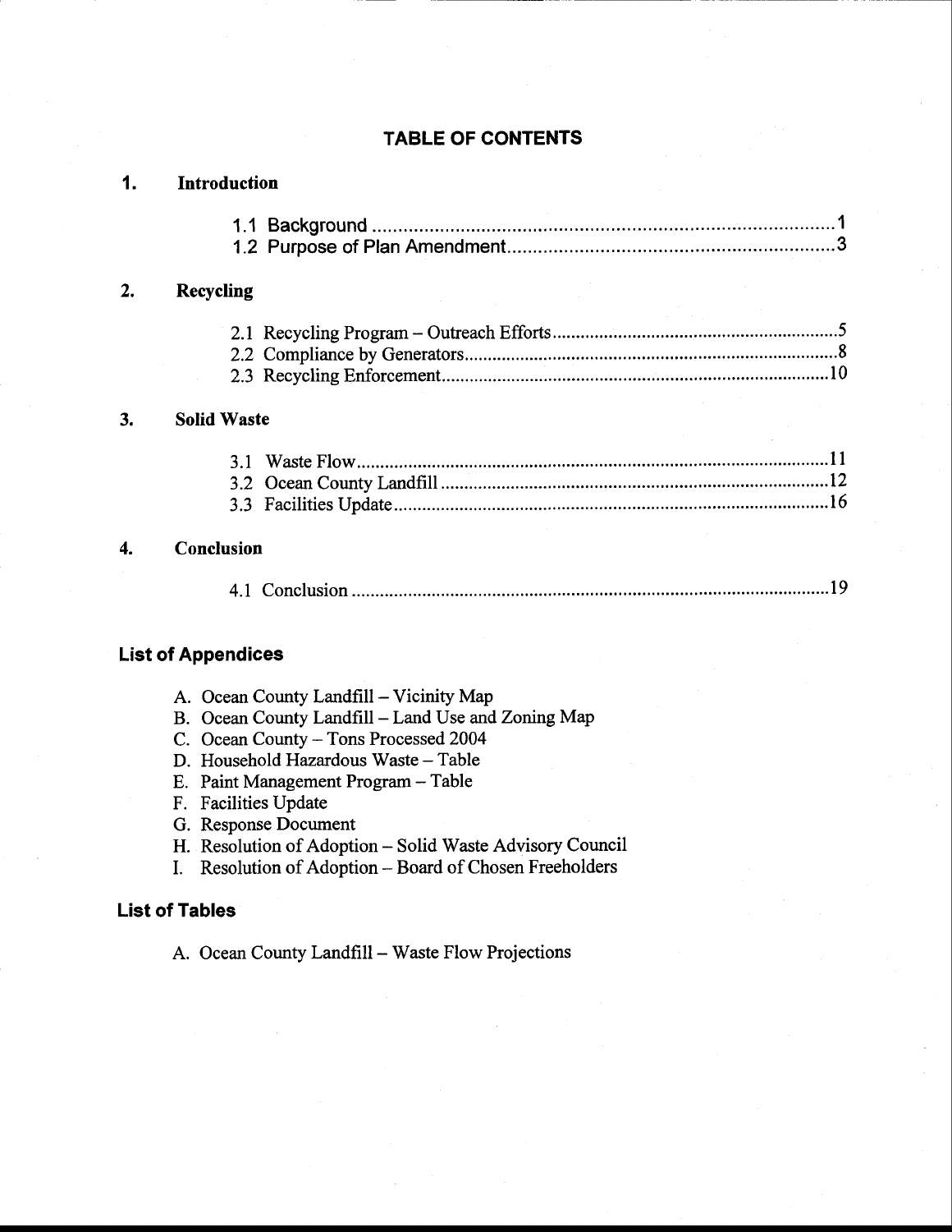# TABLE OF CONTENTS

**1. Introduction**

1.1 Background ..........1
1.2 Purpose of Plan Amendment ..........3

**2. Recycling**

2.1 Recycling Program – Outreach Efforts ..........5
2.2 Compliance by Generators ..........8
2.3 Recycling Enforcement ..........10

**3. Solid Waste**

3.1 Waste Flow ..........11
3.2 Ocean County Landfill ..........12
3.3 Facilities Update ..........16

**4. Conclusion**

4.1 Conclusion ..........19

## List of Appendices

A. Ocean County Landfill – Vicinity Map
B. Ocean County Landfill – Land Use and Zoning Map
C. Ocean County – Tons Processed 2004
D. Household Hazardous Waste – Table
E. Paint Management Program – Table
F. Facilities Update
G. Response Document
H. Resolution of Adoption – Solid Waste Advisory Council
I. Resolution of Adoption – Board of Chosen Freeholders

## List of Tables

A. Ocean County Landfill – Waste Flow Projections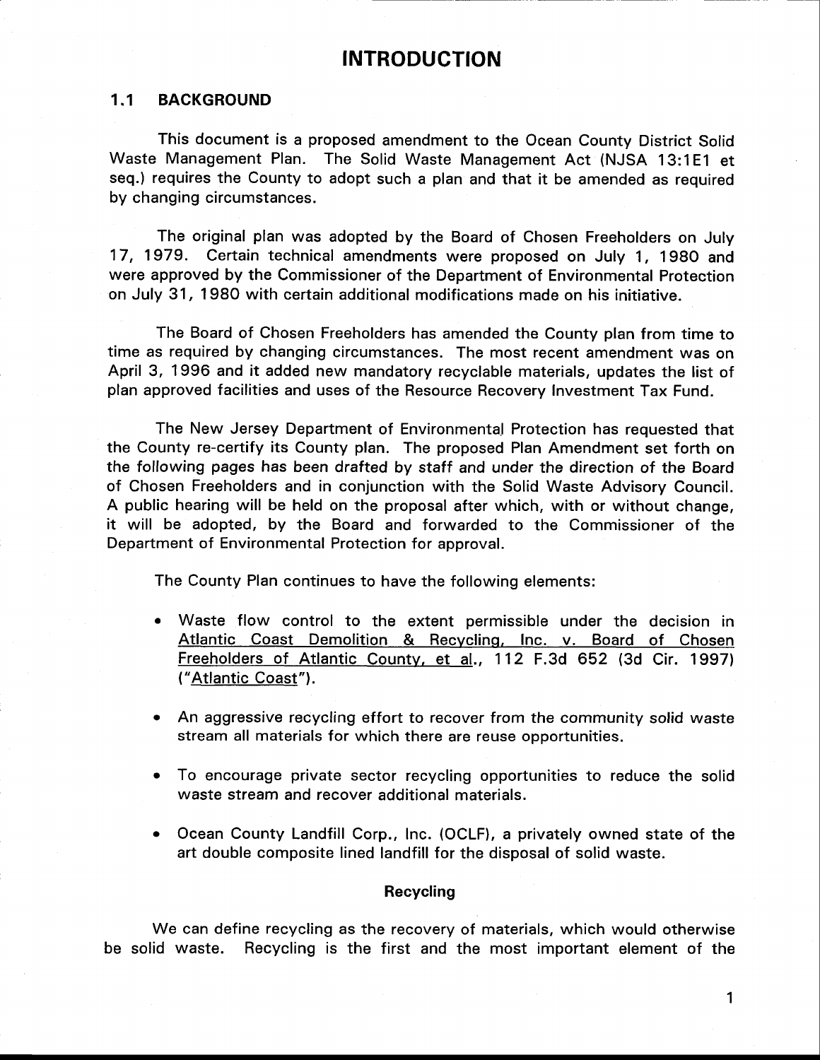# INTRODUCTION

## 1.1 BACKGROUND

This document is a proposed amendment to the Ocean County District Solid Waste Management Plan. The Solid Waste Management Act (NJSA 13:1E1 et seq.) requires the County to adopt such a plan and that it be amended as required by changing circumstances.

The original plan was adopted by the Board of Chosen Freeholders on July 17, 1979. Certain technical amendments were proposed on July 1, 1980 and were approved by the Commissioner of the Department of Environmental Protection on July 31, 1980 with certain additional modifications made on his initiative.

The Board of Chosen Freeholders has amended the County plan from time to time as required by changing circumstances. The most recent amendment was on April 3, 1996 and it added new mandatory recyclable materials, updates the list of plan approved facilities and uses of the Resource Recovery Investment Tax Fund.

The New Jersey Department of Environmental Protection has requested that the County re-certify its County plan. The proposed Plan Amendment set forth on the following pages has been drafted by staff and under the direction of the Board of Chosen Freeholders and in conjunction with the Solid Waste Advisory Council. A public hearing will be held on the proposal after which, with or without change, it will be adopted, by the Board and forwarded to the Commissioner of the Department of Environmental Protection for approval.

The County Plan continues to have the following elements:

- Waste flow control to the extent permissible under the decision in Atlantic Coast Demolition & Recycling, Inc. v. Board of Chosen Freeholders of Atlantic County, et al., 112 F.3d 652 (3d Cir. 1997) ("Atlantic Coast").
- An aggressive recycling effort to recover from the community solid waste stream all materials for which there are reuse opportunities.
- To encourage private sector recycling opportunities to reduce the solid waste stream and recover additional materials.
- Ocean County Landfill Corp., Inc. (OCLF), a privately owned state of the art double composite lined landfill for the disposal of solid waste.

**Recycling**

We can define recycling as the recovery of materials, which would otherwise be solid waste. Recycling is the first and the most important element of the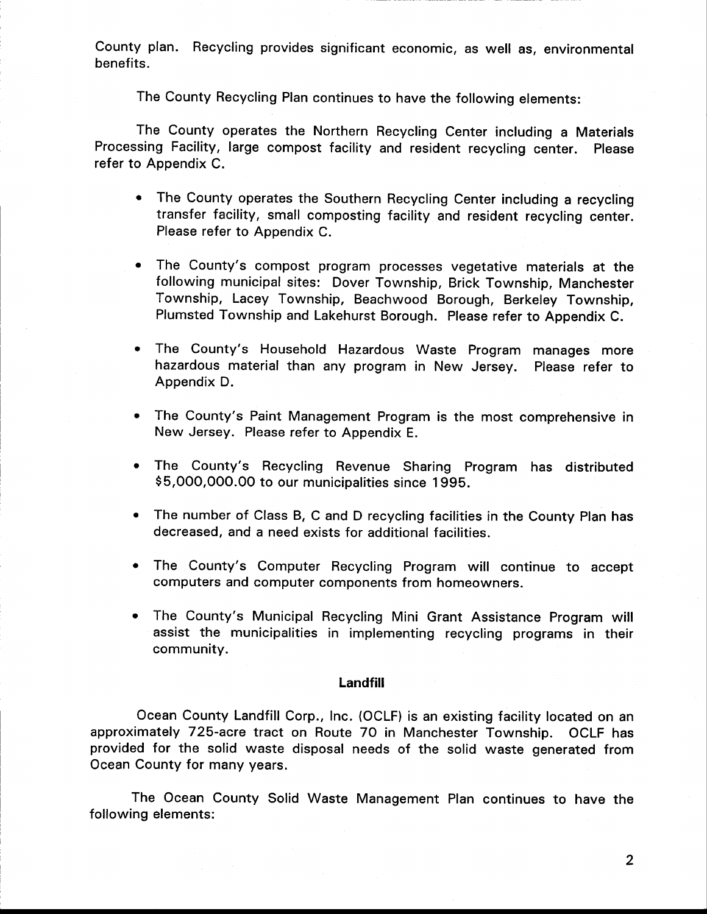County plan. Recycling provides significant economic, as well as, environmental benefits.

The County Recycling Plan continues to have the following elements:

The County operates the Northern Recycling Center including a Materials Processing Facility, large compost facility and resident recycling center. Please refer to Appendix C.

- The County operates the Southern Recycling Center including a recycling transfer facility, small composting facility and resident recycling center. Please refer to Appendix C.
- The County's compost program processes vegetative materials at the following municipal sites: Dover Township, Brick Township, Manchester Township, Lacey Township, Beachwood Borough, Berkeley Township, Plumsted Township and Lakehurst Borough. Please refer to Appendix C.
- The County's Household Hazardous Waste Program manages more hazardous material than any program in New Jersey. Please refer to Appendix D.
- The County's Paint Management Program is the most comprehensive in New Jersey. Please refer to Appendix E.
- The County's Recycling Revenue Sharing Program has distributed $5,000,000.00 to our municipalities since 1995.
- The number of Class B, C and D recycling facilities in the County Plan has decreased, and a need exists for additional facilities.
- The County's Computer Recycling Program will continue to accept computers and computer components from homeowners.
- The County's Municipal Recycling Mini Grant Assistance Program will assist the municipalities in implementing recycling programs in their community.

**Landfill**

Ocean County Landfill Corp., Inc. (OCLF) is an existing facility located on an approximately 725-acre tract on Route 70 in Manchester Township. OCLF has provided for the solid waste disposal needs of the solid waste generated from Ocean County for many years.

The Ocean County Solid Waste Management Plan continues to have the following elements: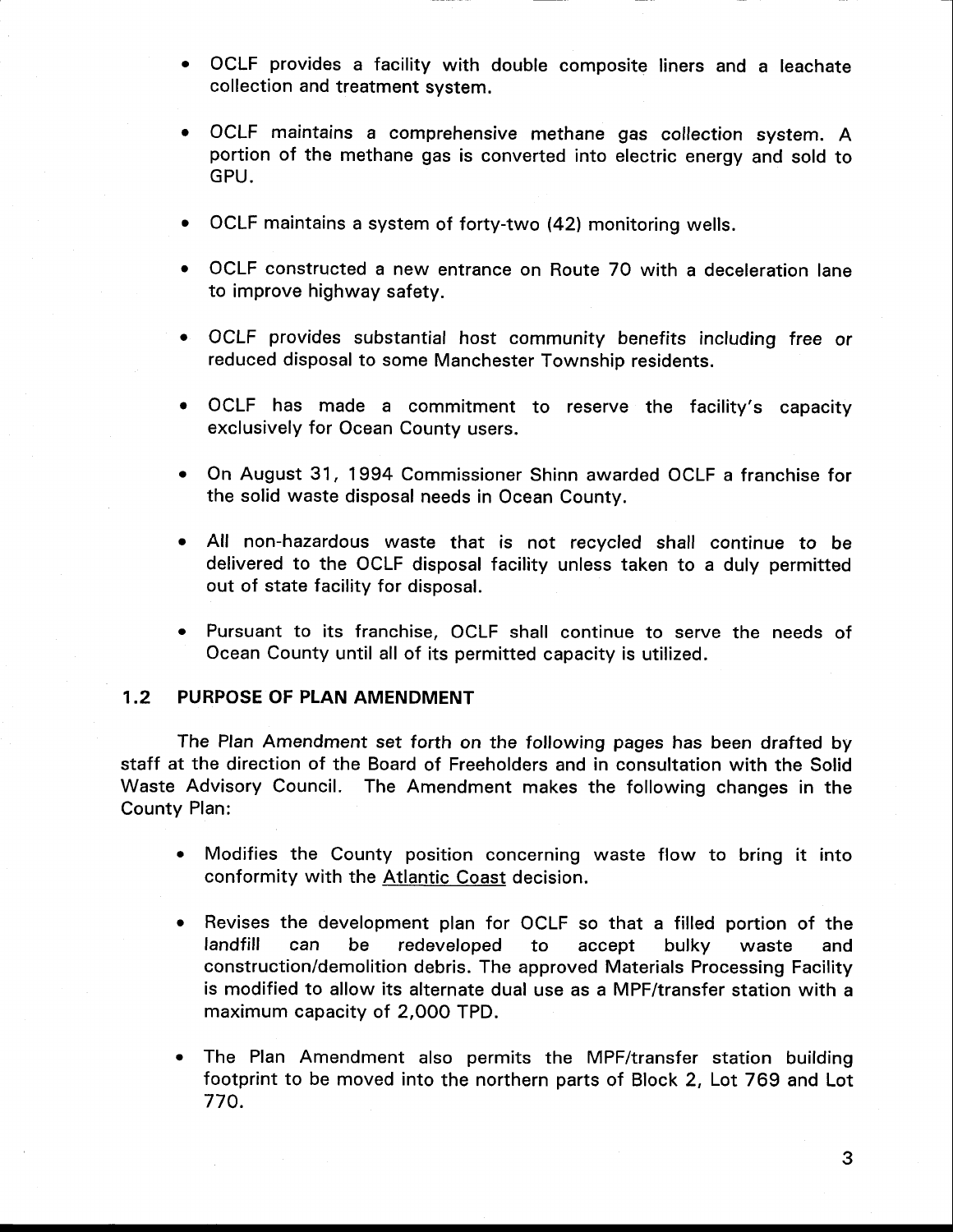- OCLF provides a facility with double composite liners and a leachate collection and treatment system.
- OCLF maintains a comprehensive methane gas collection system. A portion of the methane gas is converted into electric energy and sold to GPU.
- OCLF maintains a system of forty-two (42) monitoring wells.
- OCLF constructed a new entrance on Route 70 with a deceleration lane to improve highway safety.
- OCLF provides substantial host community benefits including free or reduced disposal to some Manchester Township residents.
- OCLF has made a commitment to reserve the facility's capacity exclusively for Ocean County users.
- On August 31, 1994 Commissioner Shinn awarded OCLF a franchise for the solid waste disposal needs in Ocean County.
- All non-hazardous waste that is not recycled shall continue to be delivered to the OCLF disposal facility unless taken to a duly permitted out of state facility for disposal.
- Pursuant to its franchise, OCLF shall continue to serve the needs of Ocean County until all of its permitted capacity is utilized.

## 1.2 PURPOSE OF PLAN AMENDMENT

The Plan Amendment set forth on the following pages has been drafted by staff at the direction of the Board of Freeholders and in consultation with the Solid Waste Advisory Council. The Amendment makes the following changes in the County Plan:

- Modifies the County position concerning waste flow to bring it into conformity with the Atlantic Coast decision.
- Revises the development plan for OCLF so that a filled portion of the landfill can be redeveloped to accept bulky waste and construction/demolition debris. The approved Materials Processing Facility is modified to allow its alternate dual use as a MPF/transfer station with a maximum capacity of 2,000 TPD.
- The Plan Amendment also permits the MPF/transfer station building footprint to be moved into the northern parts of Block 2, Lot 769 and Lot 770.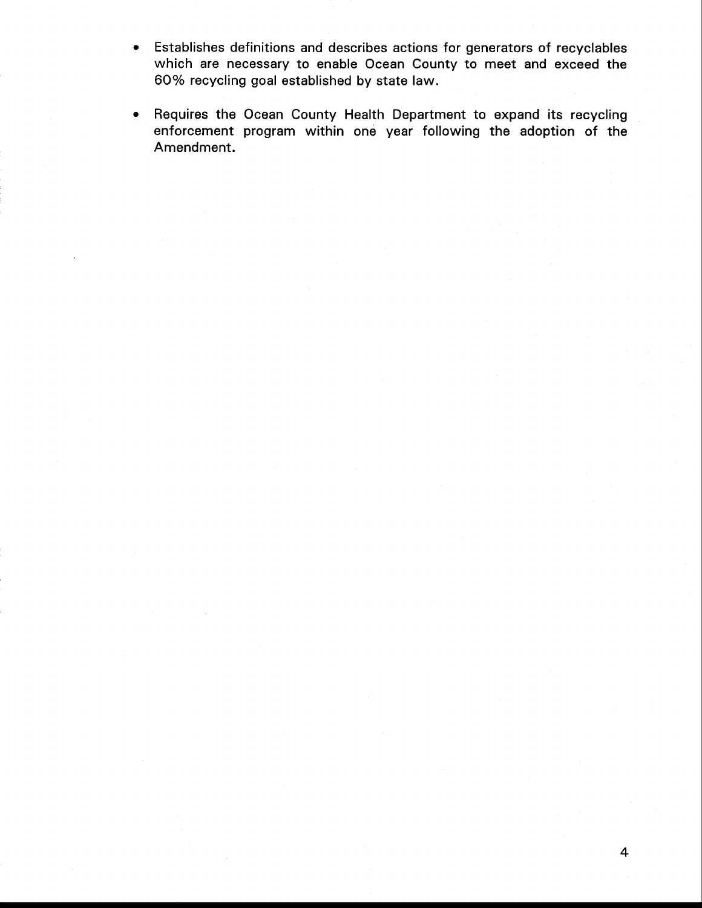- Establishes definitions and describes actions for generators of recyclables which are necessary to enable Ocean County to meet and exceed the 60% recycling goal established by state law.
- Requires the Ocean County Health Department to expand its recycling enforcement program within one year following the adoption of the Amendment.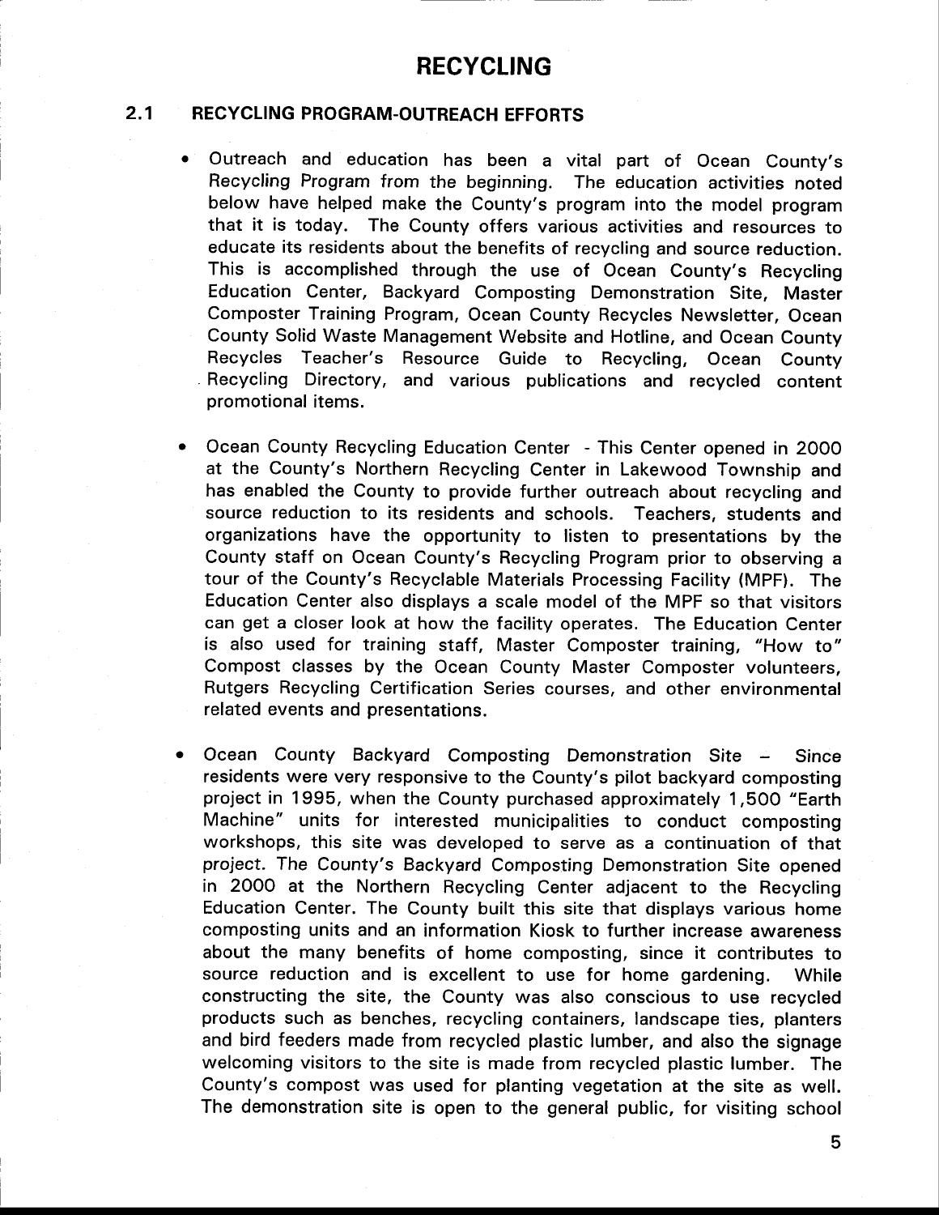# RECYCLING

## 2.1 RECYCLING PROGRAM-OUTREACH EFFORTS

- Outreach and education has been a vital part of Ocean County's Recycling Program from the beginning. The education activities noted below have helped make the County's program into the model program that it is today. The County offers various activities and resources to educate its residents about the benefits of recycling and source reduction. This is accomplished through the use of Ocean County's Recycling Education Center, Backyard Composting Demonstration Site, Master Composter Training Program, Ocean County Recycles Newsletter, Ocean County Solid Waste Management Website and Hotline, and Ocean County Recycles Teacher's Resource Guide to Recycling, Ocean County Recycling Directory, and various publications and recycled content promotional items.

- Ocean County Recycling Education Center - This Center opened in 2000 at the County's Northern Recycling Center in Lakewood Township and has enabled the County to provide further outreach about recycling and source reduction to its residents and schools. Teachers, students and organizations have the opportunity to listen to presentations by the County staff on Ocean County's Recycling Program prior to observing a tour of the County's Recyclable Materials Processing Facility (MPF). The Education Center also displays a scale model of the MPF so that visitors can get a closer look at how the facility operates. The Education Center is also used for training staff, Master Composter training, "How to" Compost classes by the Ocean County Master Composter volunteers, Rutgers Recycling Certification Series courses, and other environmental related events and presentations.

- Ocean County Backyard Composting Demonstration Site – Since residents were very responsive to the County's pilot backyard composting project in 1995, when the County purchased approximately 1,500 "Earth Machine" units for interested municipalities to conduct composting workshops, this site was developed to serve as a continuation of that project. The County's Backyard Composting Demonstration Site opened in 2000 at the Northern Recycling Center adjacent to the Recycling Education Center. The County built this site that displays various home composting units and an information Kiosk to further increase awareness about the many benefits of home composting, since it contributes to source reduction and is excellent to use for home gardening. While constructing the site, the County was also conscious to use recycled products such as benches, recycling containers, landscape ties, planters and bird feeders made from recycled plastic lumber, and also the signage welcoming visitors to the site is made from recycled plastic lumber. The County's compost was used for planting vegetation at the site as well. The demonstration site is open to the general public, for visiting school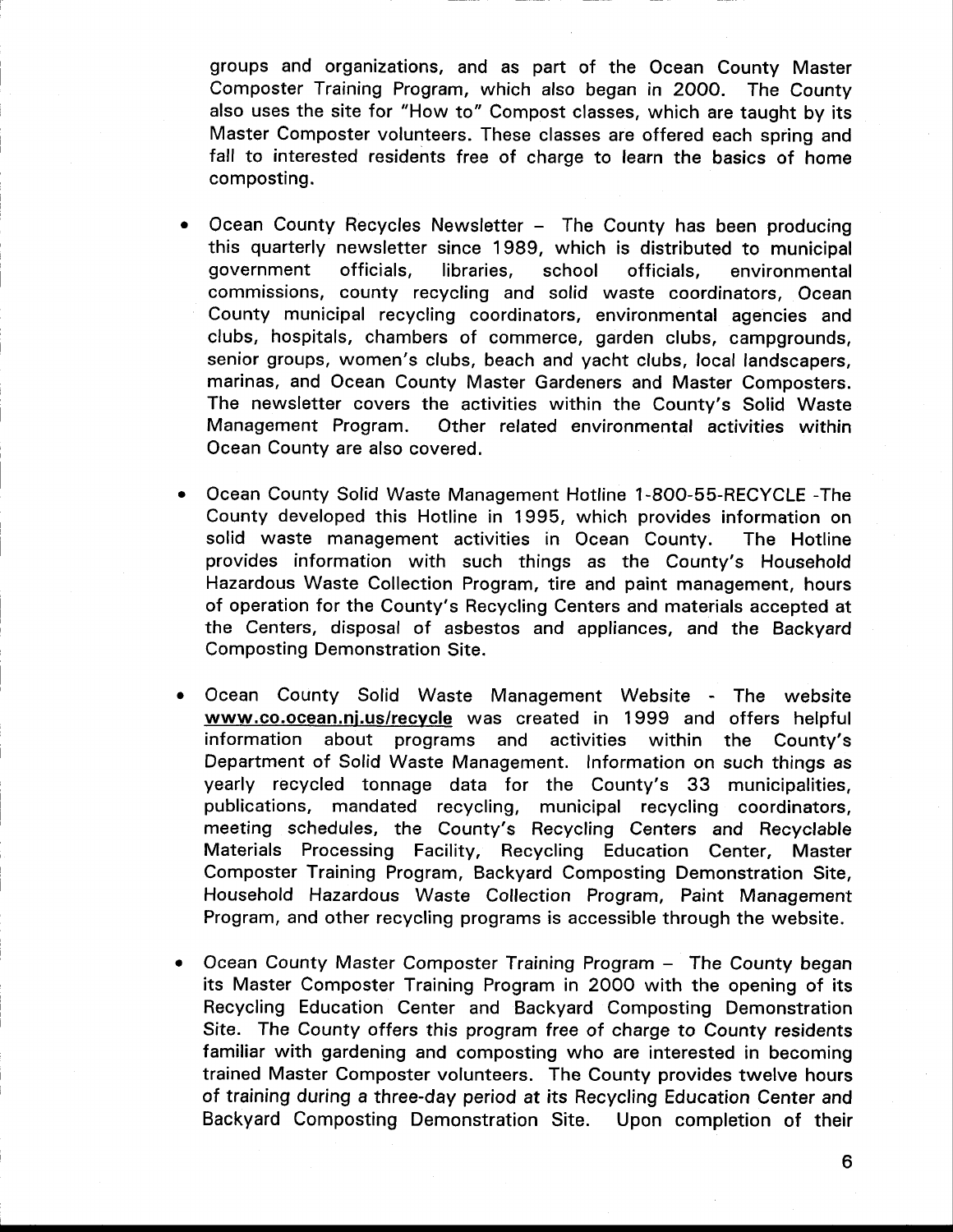groups and organizations, and as part of the Ocean County Master Composter Training Program, which also began in 2000. The County also uses the site for "How to" Compost classes, which are taught by its Master Composter volunteers. These classes are offered each spring and fall to interested residents free of charge to learn the basics of home composting.

- Ocean County Recycles Newsletter – The County has been producing this quarterly newsletter since 1989, which is distributed to municipal government officials, libraries, school officials, environmental commissions, county recycling and solid waste coordinators, Ocean County municipal recycling coordinators, environmental agencies and clubs, hospitals, chambers of commerce, garden clubs, campgrounds, senior groups, women's clubs, beach and yacht clubs, local landscapers, marinas, and Ocean County Master Gardeners and Master Composters. The newsletter covers the activities within the County's Solid Waste Management Program. Other related environmental activities within Ocean County are also covered.

- Ocean County Solid Waste Management Hotline 1-800-55-RECYCLE -The County developed this Hotline in 1995, which provides information on solid waste management activities in Ocean County. The Hotline provides information with such things as the County's Household Hazardous Waste Collection Program, tire and paint management, hours of operation for the County's Recycling Centers and materials accepted at the Centers, disposal of asbestos and appliances, and the Backyard Composting Demonstration Site.

- Ocean County Solid Waste Management Website - The website **www.co.ocean.nj.us/recycle** was created in 1999 and offers helpful information about programs and activities within the County's Department of Solid Waste Management. Information on such things as yearly recycled tonnage data for the County's 33 municipalities, publications, mandated recycling, municipal recycling coordinators, meeting schedules, the County's Recycling Centers and Recyclable Materials Processing Facility, Recycling Education Center, Master Composter Training Program, Backyard Composting Demonstration Site, Household Hazardous Waste Collection Program, Paint Management Program, and other recycling programs is accessible through the website.

- Ocean County Master Composter Training Program – The County began its Master Composter Training Program in 2000 with the opening of its Recycling Education Center and Backyard Composting Demonstration Site. The County offers this program free of charge to County residents familiar with gardening and composting who are interested in becoming trained Master Composter volunteers. The County provides twelve hours of training during a three-day period at its Recycling Education Center and Backyard Composting Demonstration Site. Upon completion of their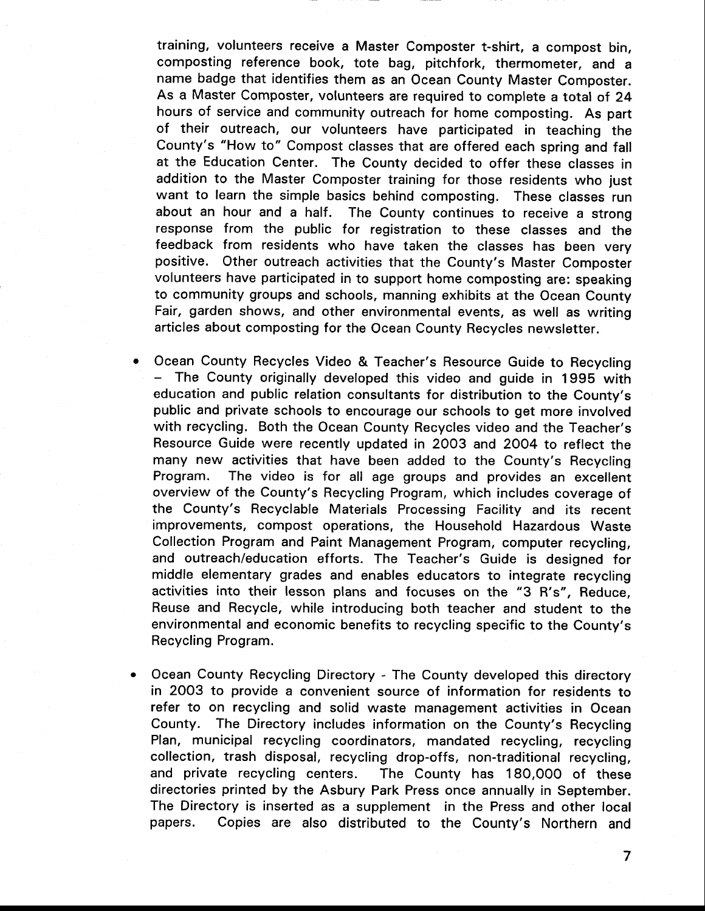training, volunteers receive a Master Composter t-shirt, a compost bin, composting reference book, tote bag, pitchfork, thermometer, and a name badge that identifies them as an Ocean County Master Composter. As a Master Composter, volunteers are required to complete a total of 24 hours of service and community outreach for home composting. As part of their outreach, our volunteers have participated in teaching the County's "How to" Compost classes that are offered each spring and fall at the Education Center. The County decided to offer these classes in addition to the Master Composter training for those residents who just want to learn the simple basics behind composting. These classes run about an hour and a half. The County continues to receive a strong response from the public for registration to these classes and the feedback from residents who have taken the classes has been very positive. Other outreach activities that the County's Master Composter volunteers have participated in to support home composting are: speaking to community groups and schools, manning exhibits at the Ocean County Fair, garden shows, and other environmental events, as well as writing articles about composting for the Ocean County Recycles newsletter.

- Ocean County Recycles Video & Teacher's Resource Guide to Recycling – The County originally developed this video and guide in 1995 with education and public relation consultants for distribution to the County's public and private schools to encourage our schools to get more involved with recycling. Both the Ocean County Recycles video and the Teacher's Resource Guide were recently updated in 2003 and 2004 to reflect the many new activities that have been added to the County's Recycling Program. The video is for all age groups and provides an excellent overview of the County's Recycling Program, which includes coverage of the County's Recyclable Materials Processing Facility and its recent improvements, compost operations, the Household Hazardous Waste Collection Program and Paint Management Program, computer recycling, and outreach/education efforts. The Teacher's Guide is designed for middle elementary grades and enables educators to integrate recycling activities into their lesson plans and focuses on the "3 R's", Reduce, Reuse and Recycle, while introducing both teacher and student to the environmental and economic benefits to recycling specific to the County's Recycling Program.

- Ocean County Recycling Directory - The County developed this directory in 2003 to provide a convenient source of information for residents to refer to on recycling and solid waste management activities in Ocean County. The Directory includes information on the County's Recycling Plan, municipal recycling coordinators, mandated recycling, recycling collection, trash disposal, recycling drop-offs, non-traditional recycling, and private recycling centers. The County has 180,000 of these directories printed by the Asbury Park Press once annually in September. The Directory is inserted as a supplement in the Press and other local papers. Copies are also distributed to the County's Northern and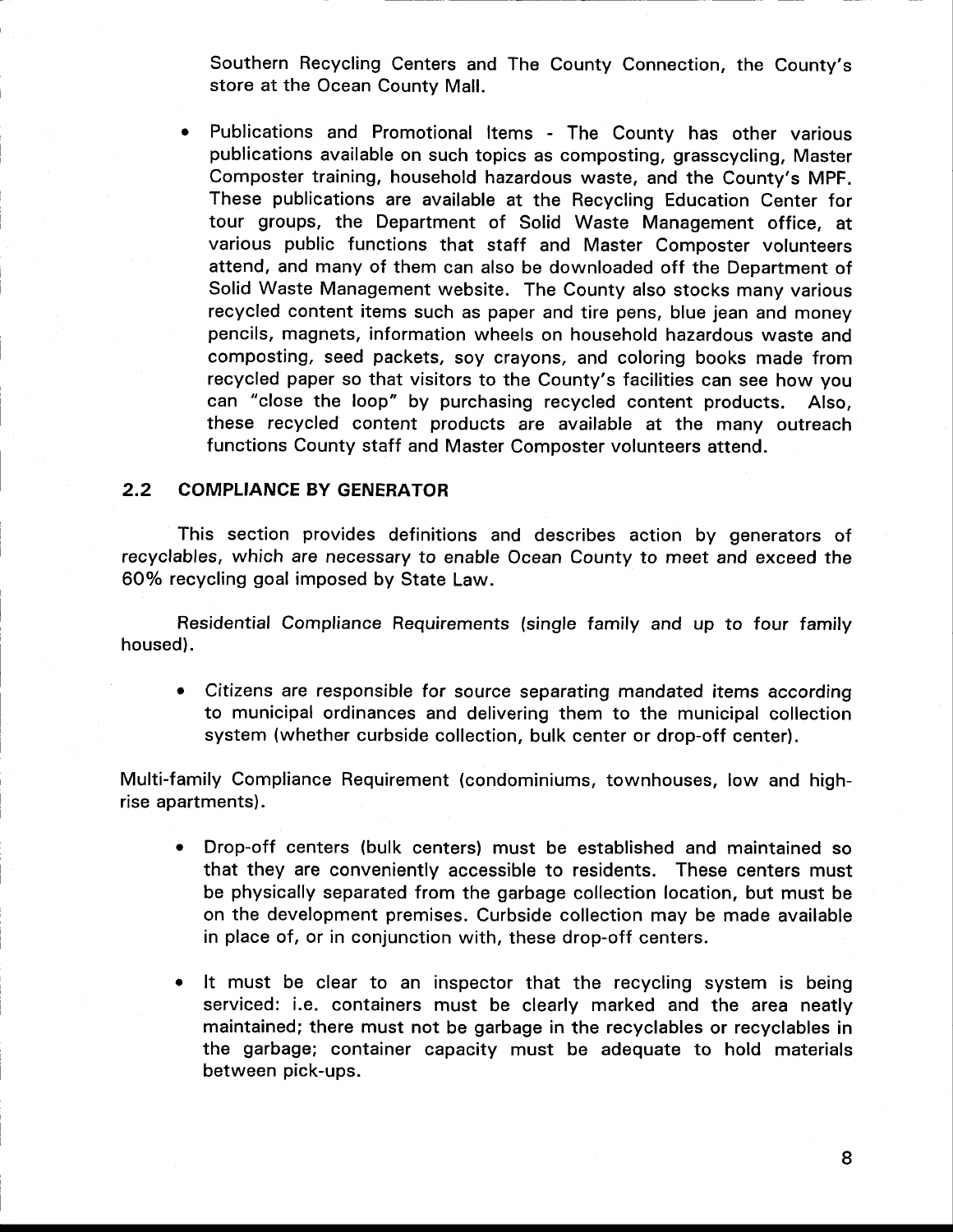Southern Recycling Centers and The County Connection, the County's store at the Ocean County Mall.

- Publications and Promotional Items - The County has other various publications available on such topics as composting, grasscycling, Master Composter training, household hazardous waste, and the County's MPF. These publications are available at the Recycling Education Center for tour groups, the Department of Solid Waste Management office, at various public functions that staff and Master Composter volunteers attend, and many of them can also be downloaded off the Department of Solid Waste Management website. The County also stocks many various recycled content items such as paper and tire pens, blue jean and money pencils, magnets, information wheels on household hazardous waste and composting, seed packets, soy crayons, and coloring books made from recycled paper so that visitors to the County's facilities can see how you can "close the loop" by purchasing recycled content products. Also, these recycled content products are available at the many outreach functions County staff and Master Composter volunteers attend.

## 2.2 COMPLIANCE BY GENERATOR

This section provides definitions and describes action by generators of recyclables, which are necessary to enable Ocean County to meet and exceed the 60% recycling goal imposed by State Law.

Residential Compliance Requirements (single family and up to four family housed).

- Citizens are responsible for source separating mandated items according to municipal ordinances and delivering them to the municipal collection system (whether curbside collection, bulk center or drop-off center).

Multi-family Compliance Requirement (condominiums, townhouses, low and high-rise apartments).

- Drop-off centers (bulk centers) must be established and maintained so that they are conveniently accessible to residents. These centers must be physically separated from the garbage collection location, but must be on the development premises. Curbside collection may be made available in place of, or in conjunction with, these drop-off centers.

- It must be clear to an inspector that the recycling system is being serviced: i.e. containers must be clearly marked and the area neatly maintained; there must not be garbage in the recyclables or recyclables in the garbage; container capacity must be adequate to hold materials between pick-ups.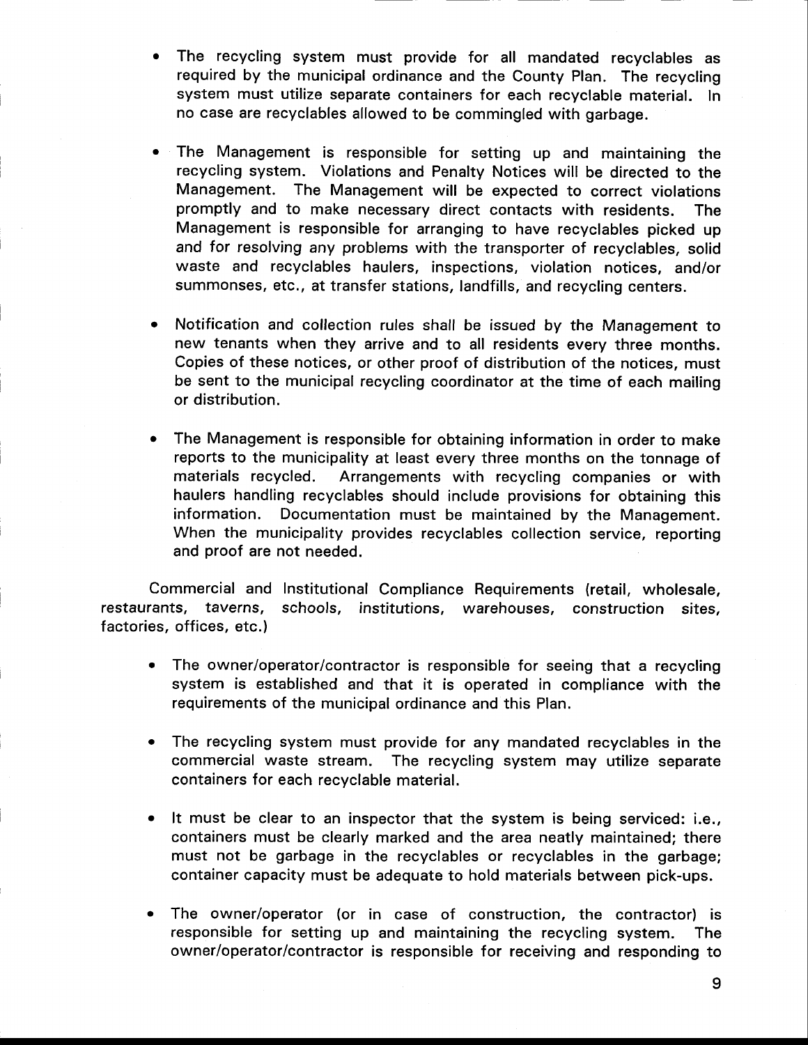- The recycling system must provide for all mandated recyclables as required by the municipal ordinance and the County Plan. The recycling system must utilize separate containers for each recyclable material. In no case are recyclables allowed to be commingled with garbage.

- The Management is responsible for setting up and maintaining the recycling system. Violations and Penalty Notices will be directed to the Management. The Management will be expected to correct violations promptly and to make necessary direct contacts with residents. The Management is responsible for arranging to have recyclables picked up and for resolving any problems with the transporter of recyclables, solid waste and recyclables haulers, inspections, violation notices, and/or summonses, etc., at transfer stations, landfills, and recycling centers.

- Notification and collection rules shall be issued by the Management to new tenants when they arrive and to all residents every three months. Copies of these notices, or other proof of distribution of the notices, must be sent to the municipal recycling coordinator at the time of each mailing or distribution.

- The Management is responsible for obtaining information in order to make reports to the municipality at least every three months on the tonnage of materials recycled. Arrangements with recycling companies or with haulers handling recyclables should include provisions for obtaining this information. Documentation must be maintained by the Management. When the municipality provides recyclables collection service, reporting and proof are not needed.

Commercial and Institutional Compliance Requirements (retail, wholesale, restaurants, taverns, schools, institutions, warehouses, construction sites, factories, offices, etc.)

- The owner/operator/contractor is responsible for seeing that a recycling system is established and that it is operated in compliance with the requirements of the municipal ordinance and this Plan.

- The recycling system must provide for any mandated recyclables in the commercial waste stream. The recycling system may utilize separate containers for each recyclable material.

- It must be clear to an inspector that the system is being serviced: i.e., containers must be clearly marked and the area neatly maintained; there must not be garbage in the recyclables or recyclables in the garbage; container capacity must be adequate to hold materials between pick-ups.

- The owner/operator (or in case of construction, the contractor) is responsible for setting up and maintaining the recycling system. The owner/operator/contractor is responsible for receiving and responding to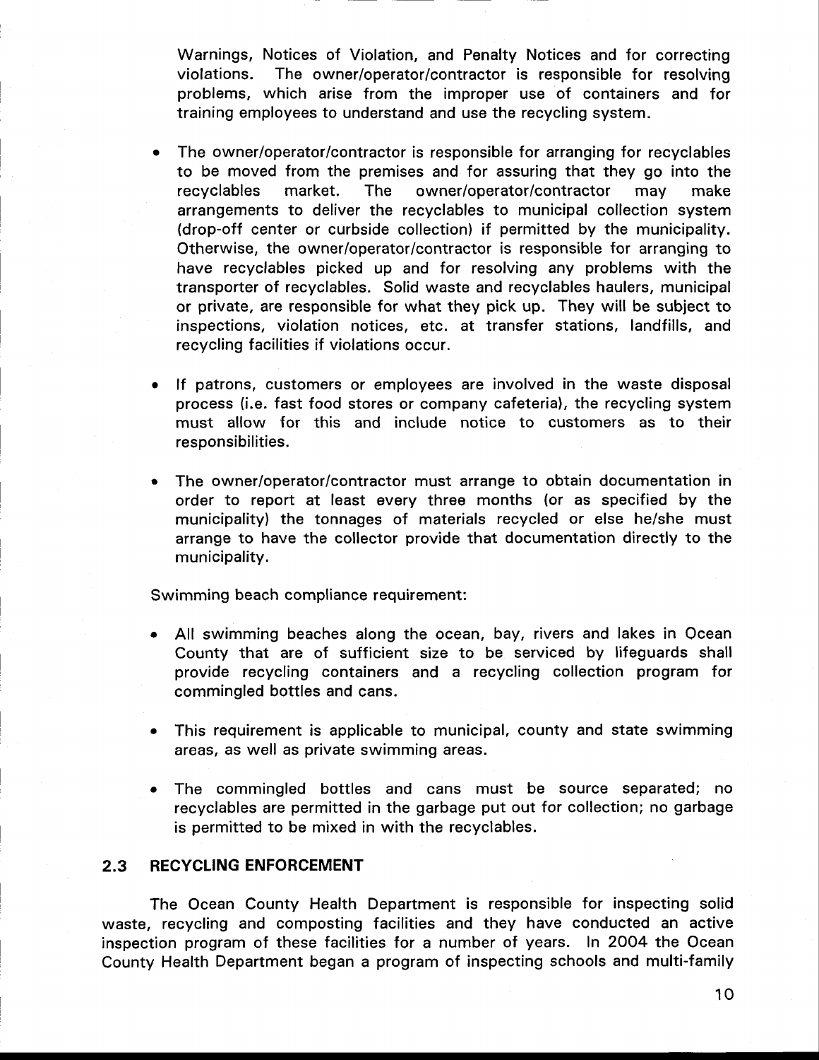Warnings, Notices of Violation, and Penalty Notices and for correcting violations. The owner/operator/contractor is responsible for resolving problems, which arise from the improper use of containers and for training employees to understand and use the recycling system.

- The owner/operator/contractor is responsible for arranging for recyclables to be moved from the premises and for assuring that they go into the recyclables market. The owner/operator/contractor may make arrangements to deliver the recyclables to municipal collection system (drop-off center or curbside collection) if permitted by the municipality. Otherwise, the owner/operator/contractor is responsible for arranging to have recyclables picked up and for resolving any problems with the transporter of recyclables. Solid waste and recyclables haulers, municipal or private, are responsible for what they pick up. They will be subject to inspections, violation notices, etc. at transfer stations, landfills, and recycling facilities if violations occur.

- If patrons, customers or employees are involved in the waste disposal process (i.e. fast food stores or company cafeteria), the recycling system must allow for this and include notice to customers as to their responsibilities.

- The owner/operator/contractor must arrange to obtain documentation in order to report at least every three months (or as specified by the municipality) the tonnages of materials recycled or else he/she must arrange to have the collector provide that documentation directly to the municipality.

Swimming beach compliance requirement:

- All swimming beaches along the ocean, bay, rivers and lakes in Ocean County that are of sufficient size to be serviced by lifeguards shall provide recycling containers and a recycling collection program for commingled bottles and cans.

- This requirement is applicable to municipal, county and state swimming areas, as well as private swimming areas.

- The commingled bottles and cans must be source separated; no recyclables are permitted in the garbage put out for collection; no garbage is permitted to be mixed in with the recyclables.

## 2.3 RECYCLING ENFORCEMENT

The Ocean County Health Department is responsible for inspecting solid waste, recycling and composting facilities and they have conducted an active inspection program of these facilities for a number of years. In 2004 the Ocean County Health Department began a program of inspecting schools and multi-family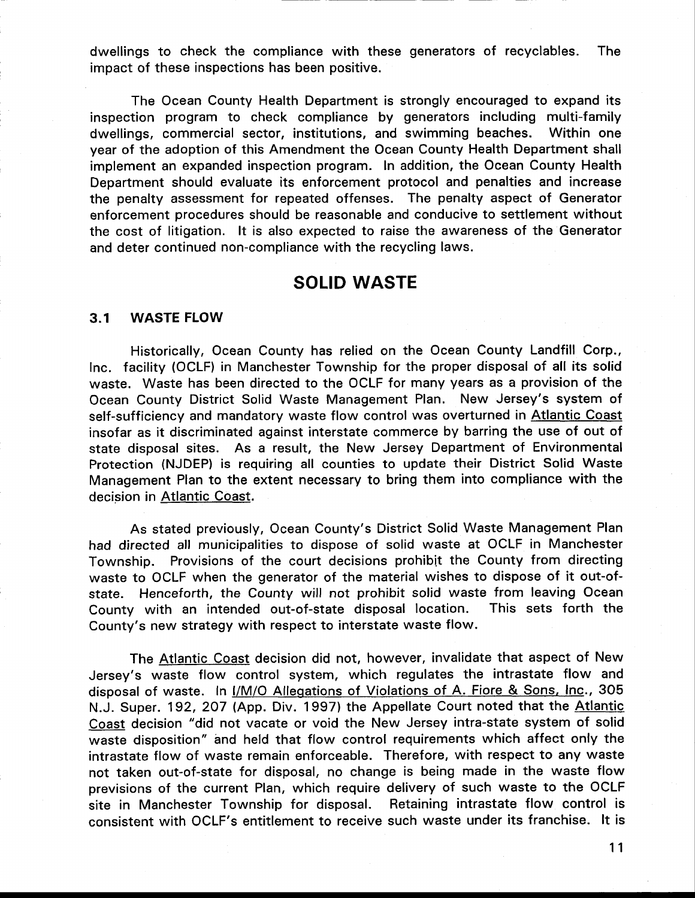dwellings to check the compliance with these generators of recyclables. The impact of these inspections has been positive.

The Ocean County Health Department is strongly encouraged to expand its inspection program to check compliance by generators including multi-family dwellings, commercial sector, institutions, and swimming beaches. Within one year of the adoption of this Amendment the Ocean County Health Department shall implement an expanded inspection program. In addition, the Ocean County Health Department should evaluate its enforcement protocol and penalties and increase the penalty assessment for repeated offenses. The penalty aspect of Generator enforcement procedures should be reasonable and conducive to settlement without the cost of litigation. It is also expected to raise the awareness of the Generator and deter continued non-compliance with the recycling laws.

# SOLID WASTE

## 3.1 WASTE FLOW

Historically, Ocean County has relied on the Ocean County Landfill Corp., Inc. facility (OCLF) in Manchester Township for the proper disposal of all its solid waste. Waste has been directed to the OCLF for many years as a provision of the Ocean County District Solid Waste Management Plan. New Jersey's system of self-sufficiency and mandatory waste flow control was overturned in Atlantic Coast insofar as it discriminated against interstate commerce by barring the use of out of state disposal sites. As a result, the New Jersey Department of Environmental Protection (NJDEP) is requiring all counties to update their District Solid Waste Management Plan to the extent necessary to bring them into compliance with the decision in Atlantic Coast.

As stated previously, Ocean County's District Solid Waste Management Plan had directed all municipalities to dispose of solid waste at OCLF in Manchester Township. Provisions of the court decisions prohibit the County from directing waste to OCLF when the generator of the material wishes to dispose of it out-of-state. Henceforth, the County will not prohibit solid waste from leaving Ocean County with an intended out-of-state disposal location. This sets forth the County's new strategy with respect to interstate waste flow.

The Atlantic Coast decision did not, however, invalidate that aspect of New Jersey's waste flow control system, which regulates the intrastate flow and disposal of waste. In I/M/O Allegations of Violations of A. Fiore & Sons, Inc., 305 N.J. Super. 192, 207 (App. Div. 1997) the Appellate Court noted that the Atlantic Coast decision "did not vacate or void the New Jersey intra-state system of solid waste disposition" and held that flow control requirements which affect only the intrastate flow of waste remain enforceable. Therefore, with respect to any waste not taken out-of-state for disposal, no change is being made in the waste flow previsions of the current Plan, which require delivery of such waste to the OCLF site in Manchester Township for disposal. Retaining intrastate flow control is consistent with OCLF's entitlement to receive such waste under its franchise. It is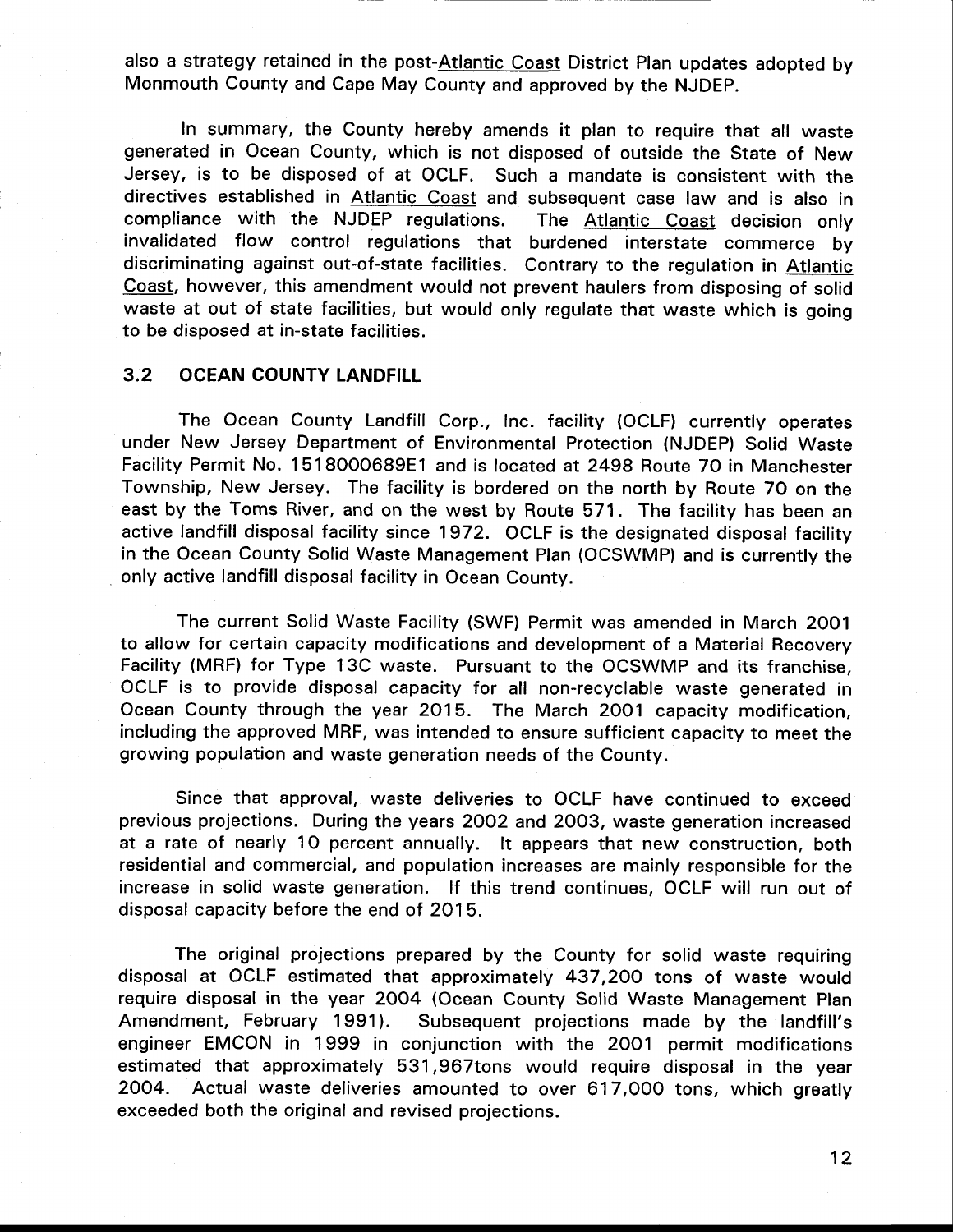also a strategy retained in the post-Atlantic Coast District Plan updates adopted by Monmouth County and Cape May County and approved by the NJDEP.

In summary, the County hereby amends it plan to require that all waste generated in Ocean County, which is not disposed of outside the State of New Jersey, is to be disposed of at OCLF. Such a mandate is consistent with the directives established in Atlantic Coast and subsequent case law and is also in compliance with the NJDEP regulations. The Atlantic Coast decision only invalidated flow control regulations that burdened interstate commerce by discriminating against out-of-state facilities. Contrary to the regulation in Atlantic Coast, however, this amendment would not prevent haulers from disposing of solid waste at out of state facilities, but would only regulate that waste which is going to be disposed at in-state facilities.

### 3.2 OCEAN COUNTY LANDFILL

The Ocean County Landfill Corp., Inc. facility (OCLF) currently operates under New Jersey Department of Environmental Protection (NJDEP) Solid Waste Facility Permit No. 1518000689E1 and is located at 2498 Route 70 in Manchester Township, New Jersey. The facility is bordered on the north by Route 70 on the east by the Toms River, and on the west by Route 571. The facility has been an active landfill disposal facility since 1972. OCLF is the designated disposal facility in the Ocean County Solid Waste Management Plan (OCSWMP) and is currently the only active landfill disposal facility in Ocean County.

The current Solid Waste Facility (SWF) Permit was amended in March 2001 to allow for certain capacity modifications and development of a Material Recovery Facility (MRF) for Type 13C waste. Pursuant to the OCSWMP and its franchise, OCLF is to provide disposal capacity for all non-recyclable waste generated in Ocean County through the year 2015. The March 2001 capacity modification, including the approved MRF, was intended to ensure sufficient capacity to meet the growing population and waste generation needs of the County.

Since that approval, waste deliveries to OCLF have continued to exceed previous projections. During the years 2002 and 2003, waste generation increased at a rate of nearly 10 percent annually. It appears that new construction, both residential and commercial, and population increases are mainly responsible for the increase in solid waste generation. If this trend continues, OCLF will run out of disposal capacity before the end of 2015.

The original projections prepared by the County for solid waste requiring disposal at OCLF estimated that approximately 437,200 tons of waste would require disposal in the year 2004 (Ocean County Solid Waste Management Plan Amendment, February 1991). Subsequent projections made by the landfill's engineer EMCON in 1999 in conjunction with the 2001 permit modifications estimated that approximately 531,967tons would require disposal in the year 2004. Actual waste deliveries amounted to over 617,000 tons, which greatly exceeded both the original and revised projections.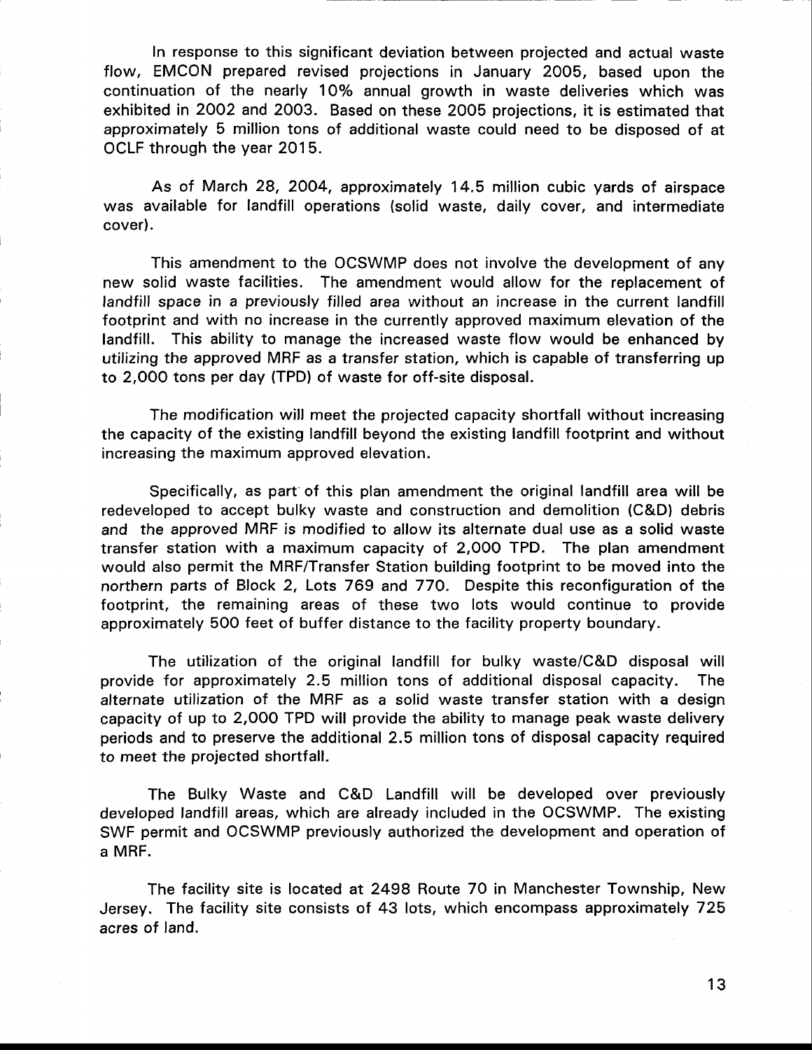In response to this significant deviation between projected and actual waste flow, EMCON prepared revised projections in January 2005, based upon the continuation of the nearly 10% annual growth in waste deliveries which was exhibited in 2002 and 2003. Based on these 2005 projections, it is estimated that approximately 5 million tons of additional waste could need to be disposed of at OCLF through the year 2015.

As of March 28, 2004, approximately 14.5 million cubic yards of airspace was available for landfill operations (solid waste, daily cover, and intermediate cover).

This amendment to the OCSWMP does not involve the development of any new solid waste facilities. The amendment would allow for the replacement of landfill space in a previously filled area without an increase in the current landfill footprint and with no increase in the currently approved maximum elevation of the landfill. This ability to manage the increased waste flow would be enhanced by utilizing the approved MRF as a transfer station, which is capable of transferring up to 2,000 tons per day (TPD) of waste for off-site disposal.

The modification will meet the projected capacity shortfall without increasing the capacity of the existing landfill beyond the existing landfill footprint and without increasing the maximum approved elevation.

Specifically, as part of this plan amendment the original landfill area will be redeveloped to accept bulky waste and construction and demolition (C&D) debris and the approved MRF is modified to allow its alternate dual use as a solid waste transfer station with a maximum capacity of 2,000 TPD. The plan amendment would also permit the MRF/Transfer Station building footprint to be moved into the northern parts of Block 2, Lots 769 and 770. Despite this reconfiguration of the footprint, the remaining areas of these two lots would continue to provide approximately 500 feet of buffer distance to the facility property boundary.

The utilization of the original landfill for bulky waste/C&D disposal will provide for approximately 2.5 million tons of additional disposal capacity. The alternate utilization of the MRF as a solid waste transfer station with a design capacity of up to 2,000 TPD will provide the ability to manage peak waste delivery periods and to preserve the additional 2.5 million tons of disposal capacity required to meet the projected shortfall.

The Bulky Waste and C&D Landfill will be developed over previously developed landfill areas, which are already included in the OCSWMP. The existing SWF permit and OCSWMP previously authorized the development and operation of a MRF.

The facility site is located at 2498 Route 70 in Manchester Township, New Jersey. The facility site consists of 43 lots, which encompass approximately 725 acres of land.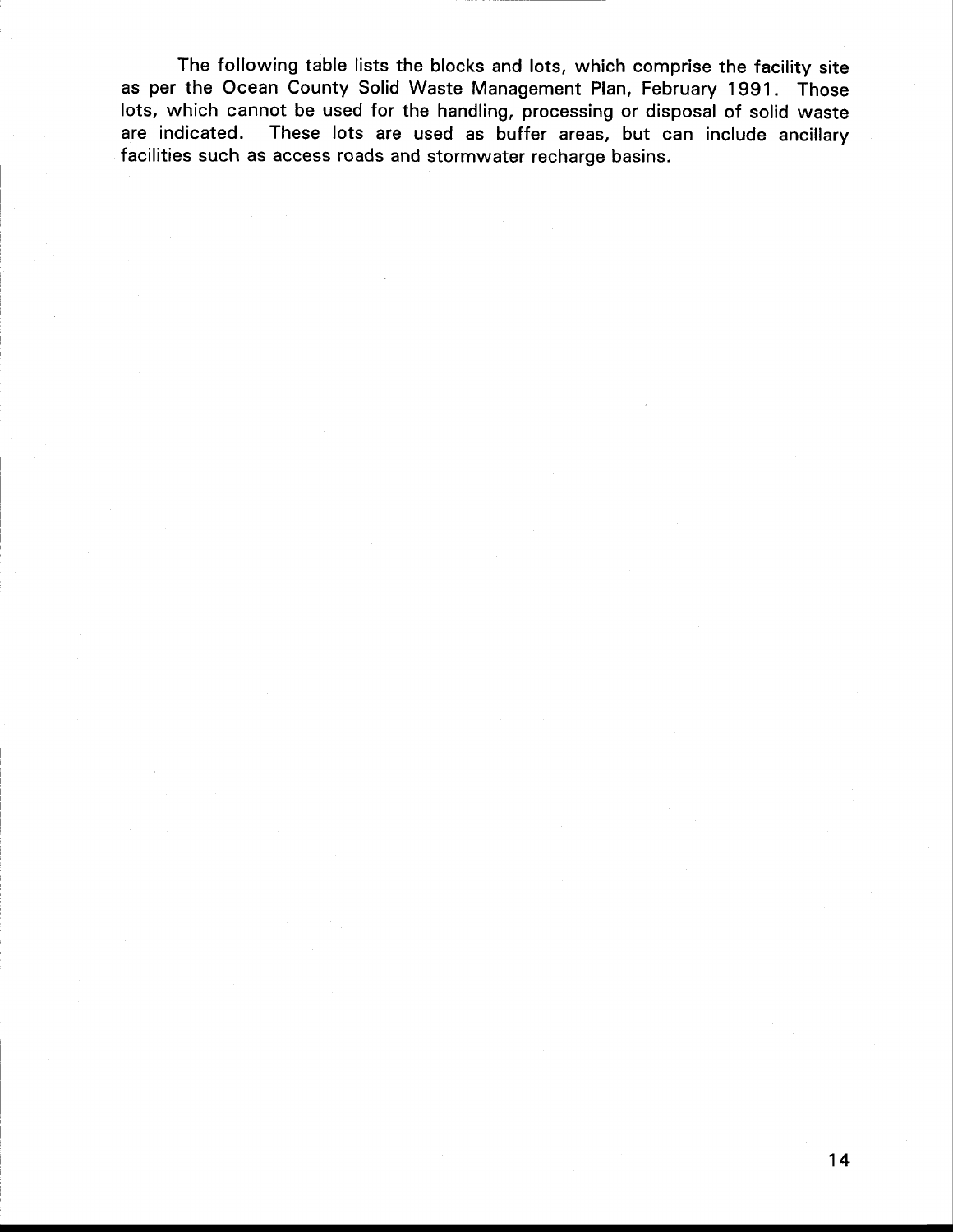The following table lists the blocks and lots, which comprise the facility site as per the Ocean County Solid Waste Management Plan, February 1991. Those lots, which cannot be used for the handling, processing or disposal of solid waste are indicated. These lots are used as buffer areas, but can include ancillary facilities such as access roads and stormwater recharge basins.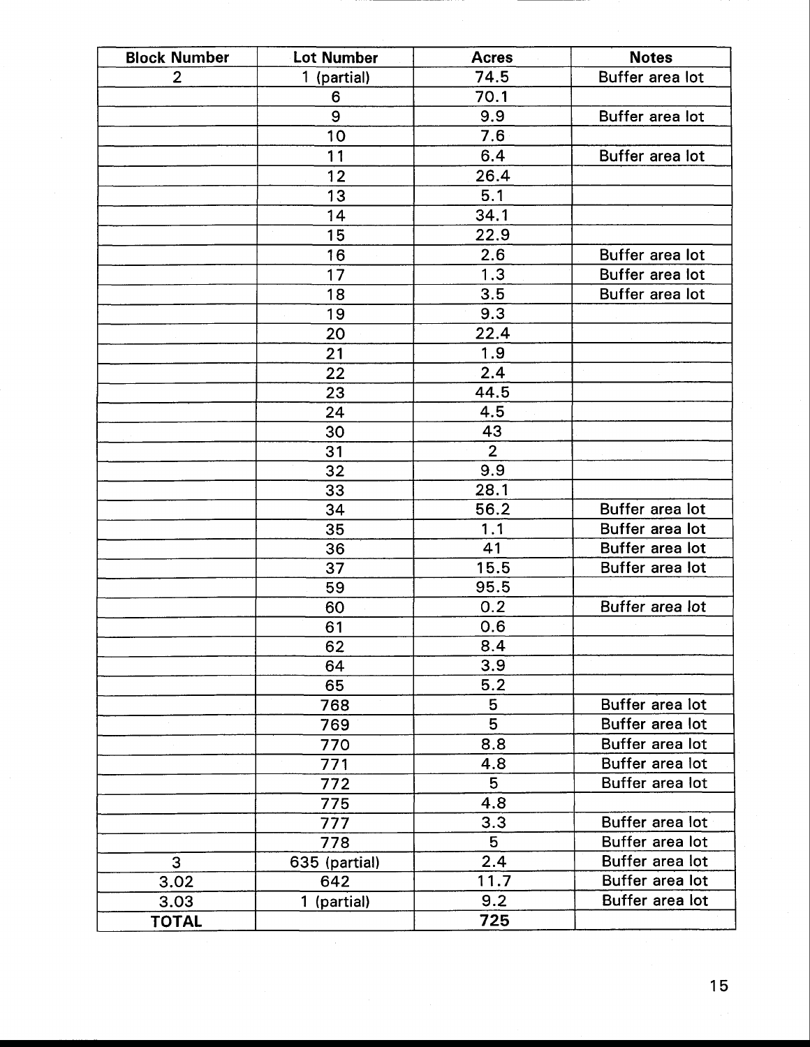| Block Number | Lot Number | Acres | Notes |
|---|---|---|---|
| 2 | 1 (partial) | 74.5 | Buffer area lot |
| | 6 | 70.1 | |
| | 9 | 9.9 | Buffer area lot |
| | 10 | 7.6 | |
| | 11 | 6.4 | Buffer area lot |
| | 12 | 26.4 | |
| | 13 | 5.1 | |
| | 14 | 34.1 | |
| | 15 | 22.9 | |
| | 16 | 2.6 | Buffer area lot |
| | 17 | 1.3 | Buffer area lot |
| | 18 | 3.5 | Buffer area lot |
| | 19 | 9.3 | |
| | 20 | 22.4 | |
| | 21 | 1.9 | |
| | 22 | 2.4 | |
| | 23 | 44.5 | |
| | 24 | 4.5 | |
| | 30 | 43 | |
| | 31 | 2 | |
| | 32 | 9.9 | |
| | 33 | 28.1 | |
| | 34 | 56.2 | Buffer area lot |
| | 35 | 1.1 | Buffer area lot |
| | 36 | 41 | Buffer area lot |
| | 37 | 15.5 | Buffer area lot |
| | 59 | 95.5 | |
| | 60 | 0.2 | Buffer area lot |
| | 61 | 0.6 | |
| | 62 | 8.4 | |
| | 64 | 3.9 | |
| | 65 | 5.2 | |
| | 768 | 5 | Buffer area lot |
| | 769 | 5 | Buffer area lot |
| | 770 | 8.8 | Buffer area lot |
| | 771 | 4.8 | Buffer area lot |
| | 772 | 5 | Buffer area lot |
| | 775 | 4.8 | |
| | 777 | 3.3 | Buffer area lot |
| | 778 | 5 | Buffer area lot |
| 3 | 635 (partial) | 2.4 | Buffer area lot |
| 3.02 | 642 | 11.7 | Buffer area lot |
| 3.03 | 1 (partial) | 9.2 | Buffer area lot |
| **TOTAL** | | **725** | |